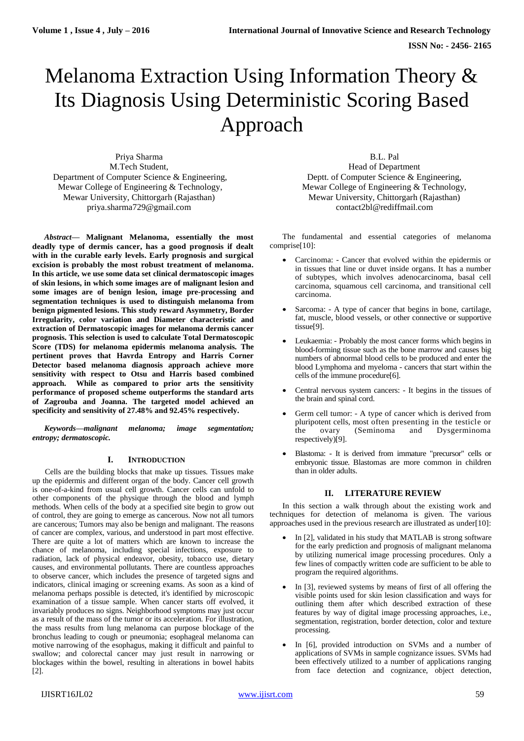# Melanoma Extraction Using Information Theory & Its Diagnosis Using Deterministic Scoring Based Approach

Priya Sharma
M.Tech Student,
Department of Computer Science & Engineering,
Mewar College of Engineering & Technology,
Mewar University, Chittorgarh (Rajasthan)
priya.sharma729@gmail.com

B.L. Pal
Head of Department
Deptt. of Computer Science & Engineering,
Mewar College of Engineering & Technology,
Mewar University, Chittorgarh (Rajasthan)
contact2bl@rediffmail.com

***Abstract*— Malignant Melanoma, essentially the most deadly type of dermis cancer, has a good prognosis if dealt with in the curable early levels. Early prognosis and surgical excision is probably the most robust treatment of melanoma. In this article, we use some data set clinical dermatoscopic images of skin lesions, in which some images are of malignant lesion and some images are of benign lesion, image pre-processing and segmentation techniques is used to distinguish melanoma from benign pigmented lesions. This study reward Asymmetry, Border Irregularity, color variation and Diameter characteristic and extraction of Dermatoscopic images for melanoma dermis cancer prognosis. This selection is used to calculate Total Dermatoscopic Score (TDS) for melanoma epidermis melanoma analysis. The pertinent proves that Havrda Entropy and Harris Corner Detector based melanoma diagnosis approach achieve more sensitivity with respect to Otsu and Harris based combined approach. While as compared to prior arts the sensitivity performance of proposed scheme outperforms the standard arts of Zagrouba and Joanna. The targeted model achieved an specificity and sensitivity of 27.48% and 92.45% respectively.**

***Keywords*—*malignant melanoma; image segmentation; entropy; dermatoscopic.***

## I. INTRODUCTION

Cells are the building blocks that make up tissues. Tissues make up the epidermis and different organ of the body. Cancer cell growth is one-of-a-kind from usual cell growth. Cancer cells can unfold to other components of the physique through the blood and lymph methods. When cells of the body at a specified site begin to grow out of control, they are going to emerge as cancerous. Now not all tumors are cancerous; Tumors may also be benign and malignant. The reasons of cancer are complex, various, and understood in part most effective. There are quite a lot of matters which are known to increase the chance of melanoma, including special infections, exposure to radiation, lack of physical endeavor, obesity, tobacco use, dietary causes, and environmental pollutants. There are countless approaches to observe cancer, which includes the presence of targeted signs and indicators, clinical imaging or screening exams. As soon as a kind of melanoma perhaps possible is detected, it's identified by microscopic examination of a tissue sample. When cancer starts off evolved, it invariably produces no signs. Neighborhood symptoms may just occur as a result of the mass of the tumor or its acceleration. For illustration, the mass results from lung melanoma can purpose blockage of the bronchus leading to cough or pneumonia; esophageal melanoma can motive narrowing of the esophagus, making it difficult and painful to swallow; and colorectal cancer may just result in narrowing or blockages within the bowel, resulting in alterations in bowel habits [2].

The fundamental and essential categories of melanoma comprise[10]:

- Carcinoma: - Cancer that evolved within the epidermis or in tissues that line or duvet inside organs. It has a number of subtypes, which involves adenocarcinoma, basal cell carcinoma, squamous cell carcinoma, and transitional cell carcinoma.
- Sarcoma: - A type of cancer that begins in bone, cartilage, fat, muscle, blood vessels, or other connective or supportive tissue[9].
- Leukaemia: - Probably the most cancer forms which begins in blood-forming tissue such as the bone marrow and causes big numbers of abnormal blood cells to be produced and enter the blood Lymphoma and myeloma - cancers that start within the cells of the immune procedure[6].
- Central nervous system cancers: - It begins in the tissues of the brain and spinal cord.
- Germ cell tumor: - A type of cancer which is derived from pluripotent cells, most often presenting in the testicle or the ovary (Seminoma and Dysgerminoma respectively)[9].
- Blastoma: - It is derived from immature "precursor" cells or embryonic tissue. Blastomas are more common in children than in older adults.

## II. LITERATURE REVIEW

In this section a walk through about the existing work and techniques for detection of melanoma is given. The various approaches used in the previous research are illustrated as under[10]:

- In [2], validated in his study that MATLAB is strong software for the early prediction and prognosis of malignant melanoma by utilizing numerical image processing procedures. Only a few lines of compactly written code are sufficient to be able to program the required algorithms.
- In [3], reviewed systems by means of first of all offering the visible points used for skin lesion classification and ways for outlining them after which described extraction of these features by way of digital image processing approaches, i.e., segmentation, registration, border detection, color and texture processing.
- In [6], provided introduction on SVMs and a number of applications of SVMs in sample cognizance issues. SVMs had been effectively utilized to a number of applications ranging from face detection and cognizance, object detection,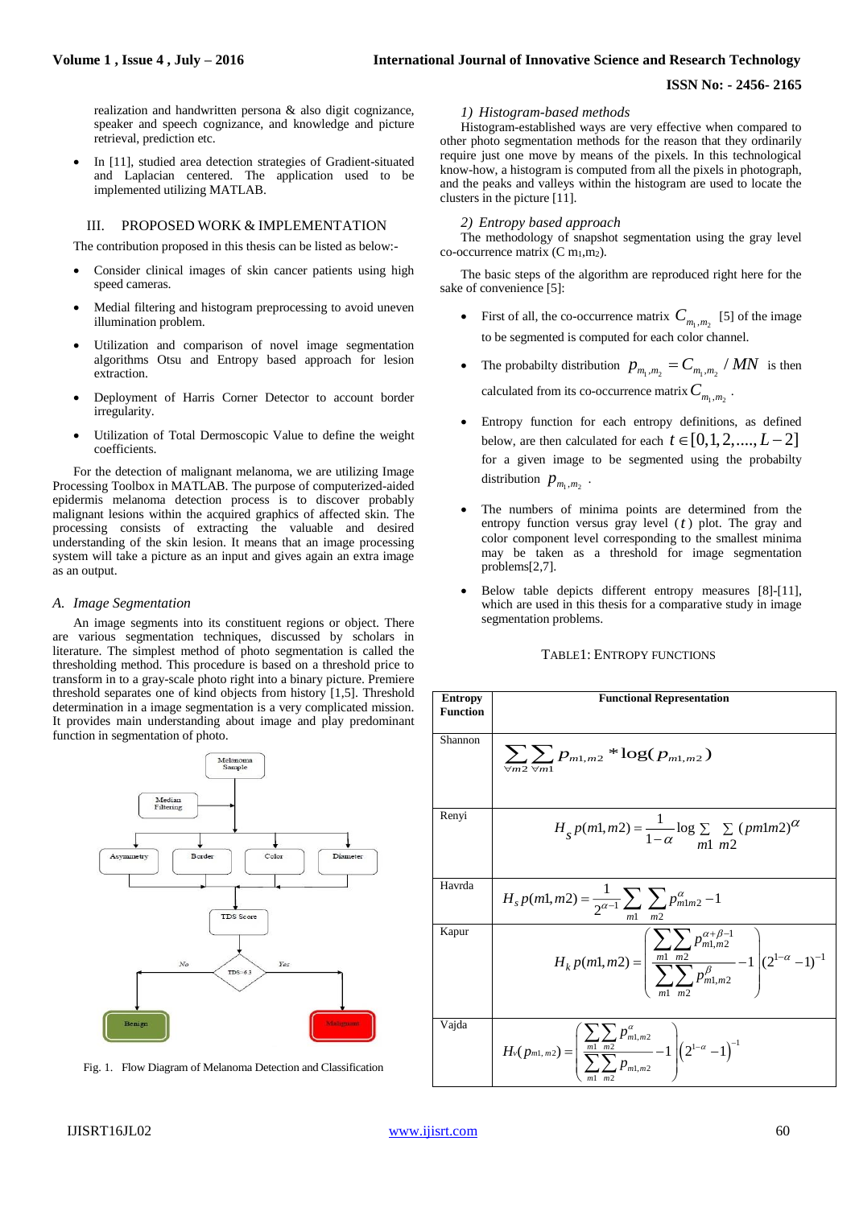realization and handwritten persona & also digit cognizance, speaker and speech cognizance, and knowledge and picture retrieval, prediction etc.

- In [11], studied area detection strategies of Gradient-situated and Laplacian centered. The application used to be implemented utilizing MATLAB.

## III. PROPOSED WORK & IMPLEMENTATION

The contribution proposed in this thesis can be listed as below:-

- Consider clinical images of skin cancer patients using high speed cameras.
- Medial filtering and histogram preprocessing to avoid uneven illumination problem.
- Utilization and comparison of novel image segmentation algorithms Otsu and Entropy based approach for lesion extraction.
- Deployment of Harris Corner Detector to account border irregularity.
- Utilization of Total Dermoscopic Value to define the weight coefficients.

For the detection of malignant melanoma, we are utilizing Image Processing Toolbox in MATLAB. The purpose of computerized-aided epidermis melanoma detection process is to discover probably malignant lesions within the acquired graphics of affected skin. The processing consists of extracting the valuable and desired understanding of the skin lesion. It means that an image processing system will take a picture as an input and gives again an extra image as an output.

### *A. Image Segmentation*

An image segments into its constituent regions or object. There are various segmentation techniques, discussed by scholars in literature. The simplest method of photo segmentation is called the thresholding method. This procedure is based on a threshold price to transform in to a gray-scale photo right into a binary picture. Premiere threshold separates one of kind objects from history [1,5]. Threshold determination in a image segmentation is a very complicated mission. It provides main understanding about image and play predominant function in segmentation of photo.

Melanoma Sample

Median Filtering

Asymmetry | Border | Color | Diameter

TDS Score

TDS>6.3 (No → Benign; Yes → Malignant)

Fig. 1. Flow Diagram of Melanoma Detection and Classification

#### *1) Histogram-based methods*

Histogram-established ways are very effective when compared to other photo segmentation methods for the reason that they ordinarily require just one move by means of the pixels. In this technological know-how, a histogram is computed from all the pixels in photograph, and the peaks and valleys within the histogram are used to locate the clusters in the picture [11].

#### *2) Entropy based approach*

The methodology of snapshot segmentation using the gray level co-occurrence matrix ($C\ m_1,m_2$).

The basic steps of the algorithm are reproduced right here for the sake of convenience [5]:

- First of all, the co-occurrence matrix $C_{m_1,m_2}$ [5] of the image to be segmented is computed for each color channel.
- The probabilty distribution $p_{m_1,m_2} = C_{m_1,m_2} / MN$ is then calculated from its co-occurrence matrix $C_{m_1,m_2}$.
- Entropy function for each entropy definitions, as defined below, are then calculated for each $t \in [0,1,2,....,L-2]$ for a given image to be segmented using the probabilty distribution $p_{m_1,m_2}$.
- The numbers of minima points are determined from the entropy function versus gray level ($t$) plot. The gray and color component level corresponding to the smallest minima may be taken as a threshold for image segmentation problems[2,7].
- Below table depicts different entropy measures [8]-[11], which are used in this thesis for a comparative study in image segmentation problems.

TABLE1: ENTROPY FUNCTIONS

| Entropy Function | Functional Representation |
|---|---|
| Shannon | $\sum_{\forall m2} \sum_{\forall m1} p_{m1,m2} * \log(p_{m1,m2})$ |
| Renyi | $H_s\, p(m1,m2) = \frac{1}{1-\alpha} \log \sum_{m1} \sum_{m2} (pm1m2)^{\alpha}$ |
| Havrda | $H_s\, p(m1,m2) = \frac{1}{2^{\alpha-1}} \sum_{m1} \sum_{m2} p^{\alpha}_{m1m2} - 1$ |
| Kapur | $H_k\, p(m1,m2) = \left( \frac{\sum_{m1}\sum_{m2} p^{\alpha+\beta-1}_{m1,m2}}{\sum_{m1}\sum_{m2} p^{\beta}_{m1,m2}} - 1 \right) (2^{1-\alpha}-1)^{-1}$ |
| Vajda | $H_V(p_{m1,m2}) = \left( \frac{\sum_{m1}\sum_{m2} p^{\alpha}_{m1,m2}}{\sum_{m1}\sum_{m2} p_{m1,m2}} - 1 \right) \left(2^{1-\alpha}-1\right)^{-1}$ |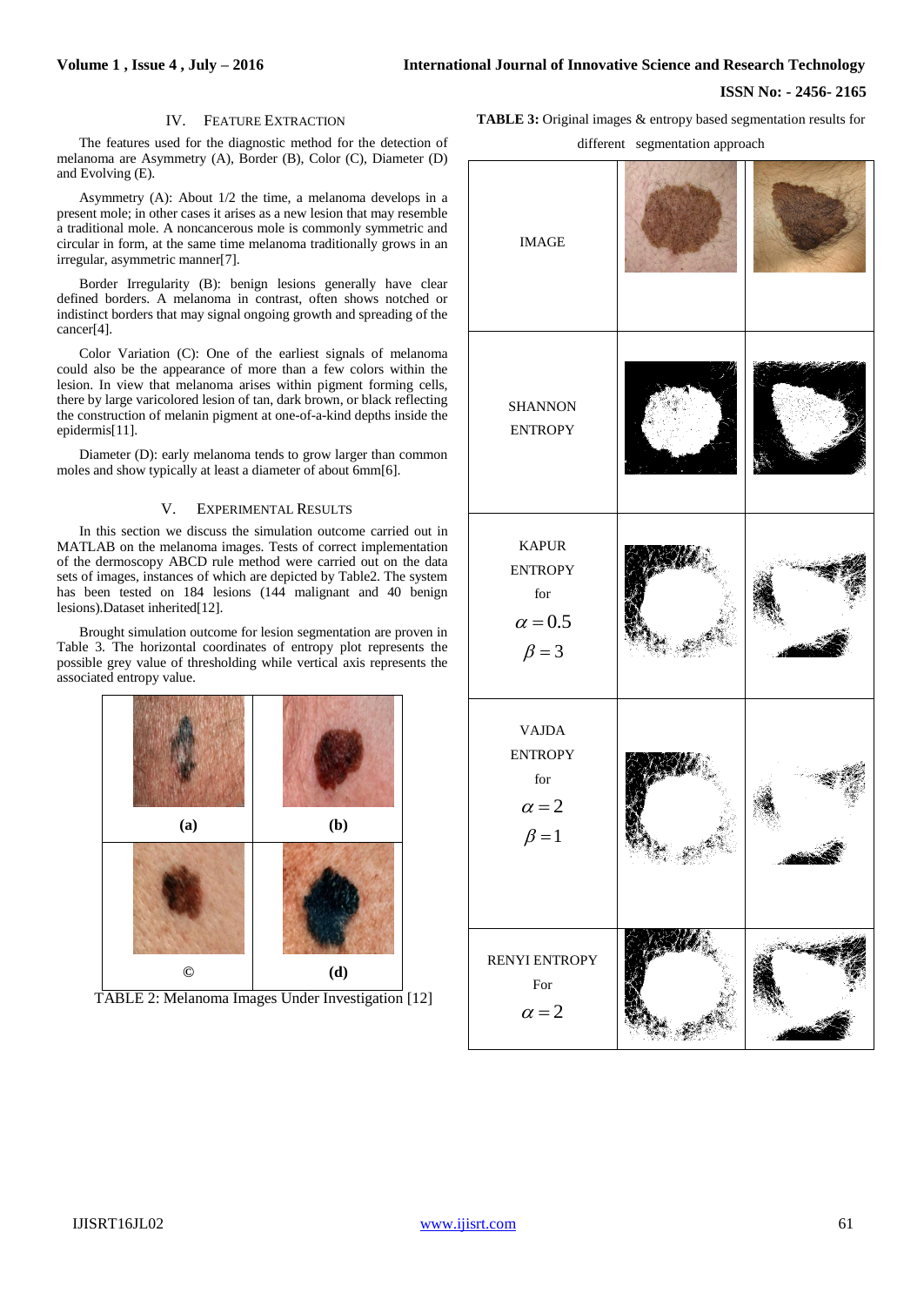## IV. FEATURE EXTRACTION

The features used for the diagnostic method for the detection of melanoma are Asymmetry (A), Border (B), Color (C), Diameter (D) and Evolving (E).

Asymmetry (A): About 1/2 the time, a melanoma develops in a present mole; in other cases it arises as a new lesion that may resemble a traditional mole. A noncancerous mole is commonly symmetric and circular in form, at the same time melanoma traditionally grows in an irregular, asymmetric manner[7].

Border Irregularity (B): benign lesions generally have clear defined borders. A melanoma in contrast, often shows notched or indistinct borders that may signal ongoing growth and spreading of the cancer[4].

Color Variation (C): One of the earliest signals of melanoma could also be the appearance of more than a few colors within the lesion. In view that melanoma arises within pigment forming cells, there by large varicolored lesion of tan, dark brown, or black reflecting the construction of melanin pigment at one-of-a-kind depths inside the epidermis[11].

Diameter (D): early melanoma tends to grow larger than common moles and show typically at least a diameter of about 6mm[6].

## V. EXPERIMENTAL RESULTS

In this section we discuss the simulation outcome carried out in MATLAB on the melanoma images. Tests of correct implementation of the dermoscopy ABCD rule method were carried out on the data sets of images, instances of which are depicted by Table2. The system has been tested on 184 lesions (144 malignant and 40 benign lesions).Dataset inherited[12].

Brought simulation outcome for lesion segmentation are proven in Table 3. The horizontal coordinates of entropy plot represents the possible grey value of thresholding while vertical axis represents the associated entropy value.

| (a) | (b) |
|---|---|
| © | (d) |

TABLE 2: Melanoma Images Under Investigation [12]

**TABLE 3:** Original images & entropy based segmentation results for different segmentation approach

| IMAGE | | |
|---|---|---|
| SHANNON ENTROPY | | |
| KAPUR ENTROPY for $\alpha = 0.5$ $\beta = 3$ | | |
| VAJDA ENTROPY for $\alpha = 2$ $\beta = 1$ | | |
| RENYI ENTROPY For $\alpha = 2$ | | |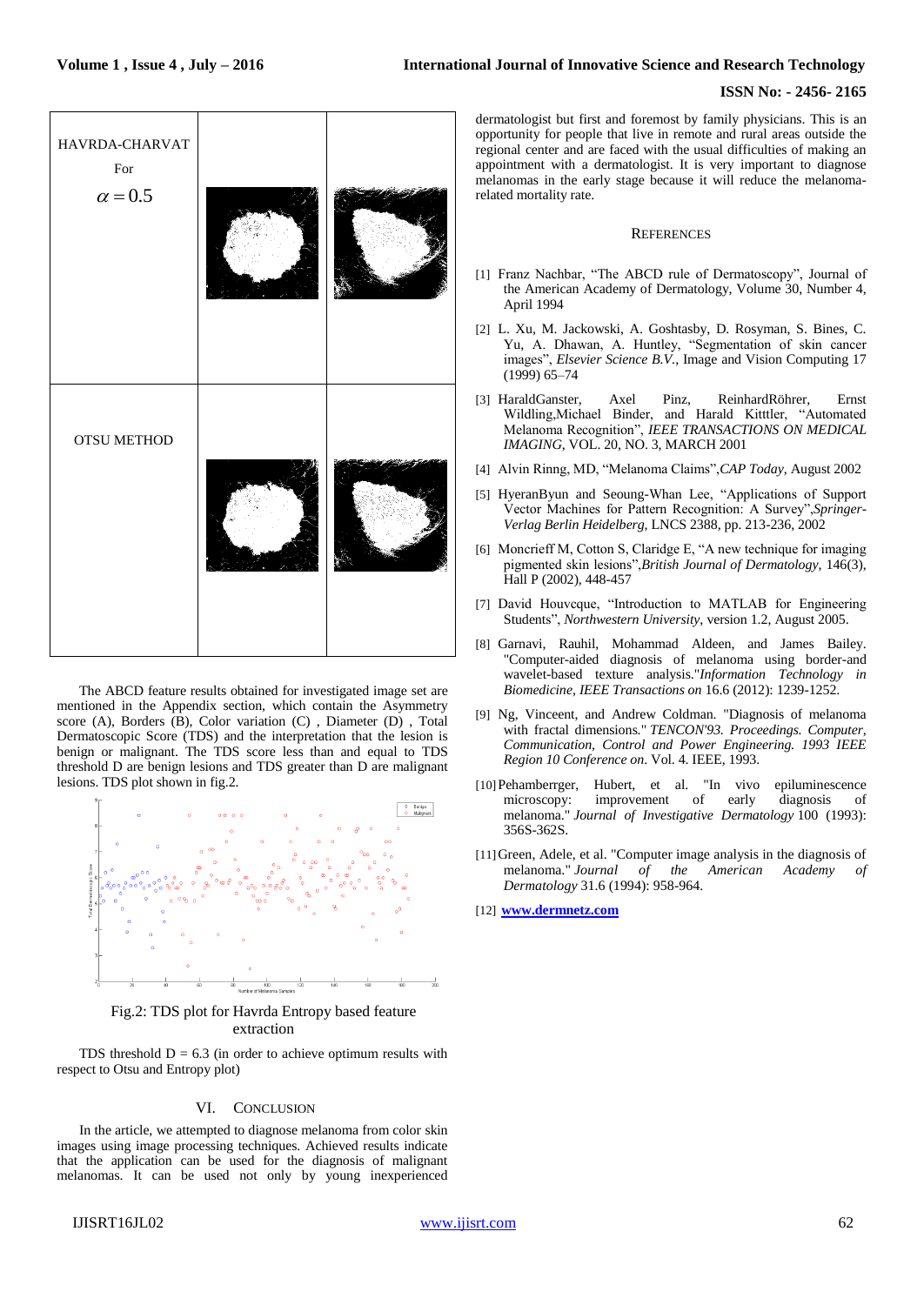| | | |
|---|---|---|
| HAVRDA-CHARVAT For $\alpha = 0.5$ | | |
| OTSU METHOD | | |

The ABCD feature results obtained for investigated image set are mentioned in the Appendix section, which contain the Asymmetry score (A), Borders (B), Color variation (C) , Diameter (D) , Total Dermatoscopic Score (TDS) and the interpretation that the lesion is benign or malignant. The TDS score less than and equal to TDS threshold D are benign lesions and TDS greater than D are malignant lesions. TDS plot shown in fig.2.

Benign
Malignant
Total Dermatoscopic Score
Number of Melanoma Samples
9
8
7
6
5
4
3
2
0
20
40
60
80
100
120
140
160
180
200

Fig.2: TDS plot for Havrda Entropy based feature extraction

TDS threshold D = 6.3 (in order to achieve optimum results with respect to Otsu and Entropy plot)

## VI. Conclusion

In the article, we attempted to diagnose melanoma from color skin images using image processing techniques. Achieved results indicate that the application can be used for the diagnosis of malignant melanomas. It can be used not only by young inexperienced dermatologist but first and foremost by family physicians. This is an opportunity for people that live in remote and rural areas outside the regional center and are faced with the usual difficulties of making an appointment with a dermatologist. It is very important to diagnose melanomas in the early stage because it will reduce the melanoma-related mortality rate.

## References

[1] Franz Nachbar, "The ABCD rule of Dermatoscopy", Journal of the American Academy of Dermatology, Volume 30, Number 4, April 1994

[2] L. Xu, M. Jackowski, A. Goshtasby, D. Rosyman, S. Bines, C. Yu, A. Dhawan, A. Huntley, "Segmentation of skin cancer images", *Elsevier Science B.V.*, Image and Vision Computing 17 (1999) 65–74

[3] HaraldGanster, Axel Pinz, ReinhardRöhrer, Ernst Wildling,Michael Binder, and Harald Kitttler, "Automated Melanoma Recognition", *IEEE TRANSACTIONS ON MEDICAL IMAGING*, VOL. 20, NO. 3, MARCH 2001

[4] Alvin Rinng, MD, "Melanoma Claims",*CAP Today*, August 2002

[5] HyeranByun and Seoung-Whan Lee, "Applications of Support Vector Machines for Pattern Recognition: A Survey",*Springer-Verlag Berlin Heidelberg*, LNCS 2388, pp. 213-236, 2002

[6] Moncrieff M, Cotton S, Claridge E, "A new technique for imaging pigmented skin lesions",*British Journal of Dermatology*, 146(3), Hall P (2002), 448-457

[7] David Houvcque, "Introduction to MATLAB for Engineering Students", *Northwestern University*, version 1.2, August 2005.

[8] Garnavi, Rauhil, Mohammad Aldeen, and James Bailey. "Computer-aided diagnosis of melanoma using border-and wavelet-based texture analysis."*Information Technology in Biomedicine, IEEE Transactions on* 16.6 (2012): 1239-1252.

[9] Ng, Vinceent, and Andrew Coldman. "Diagnosis of melanoma with fractal dimensions." *TENCON'93. Proceedings. Computer, Communication, Control and Power Engineering. 1993 IEEE Region 10 Conference on*. Vol. 4. IEEE, 1993.

[10] Pehamberrger, Hubert, et al. "In vivo epiluminescence microscopy: improvement of early diagnosis of melanoma." *Journal of Investigative Dermatology* 100 (1993): 356S-362S.

[11] Green, Adele, et al. "Computer image analysis in the diagnosis of melanoma." *Journal of the American Academy of Dermatology* 31.6 (1994): 958-964.

[12] **www.dermnetz.com**